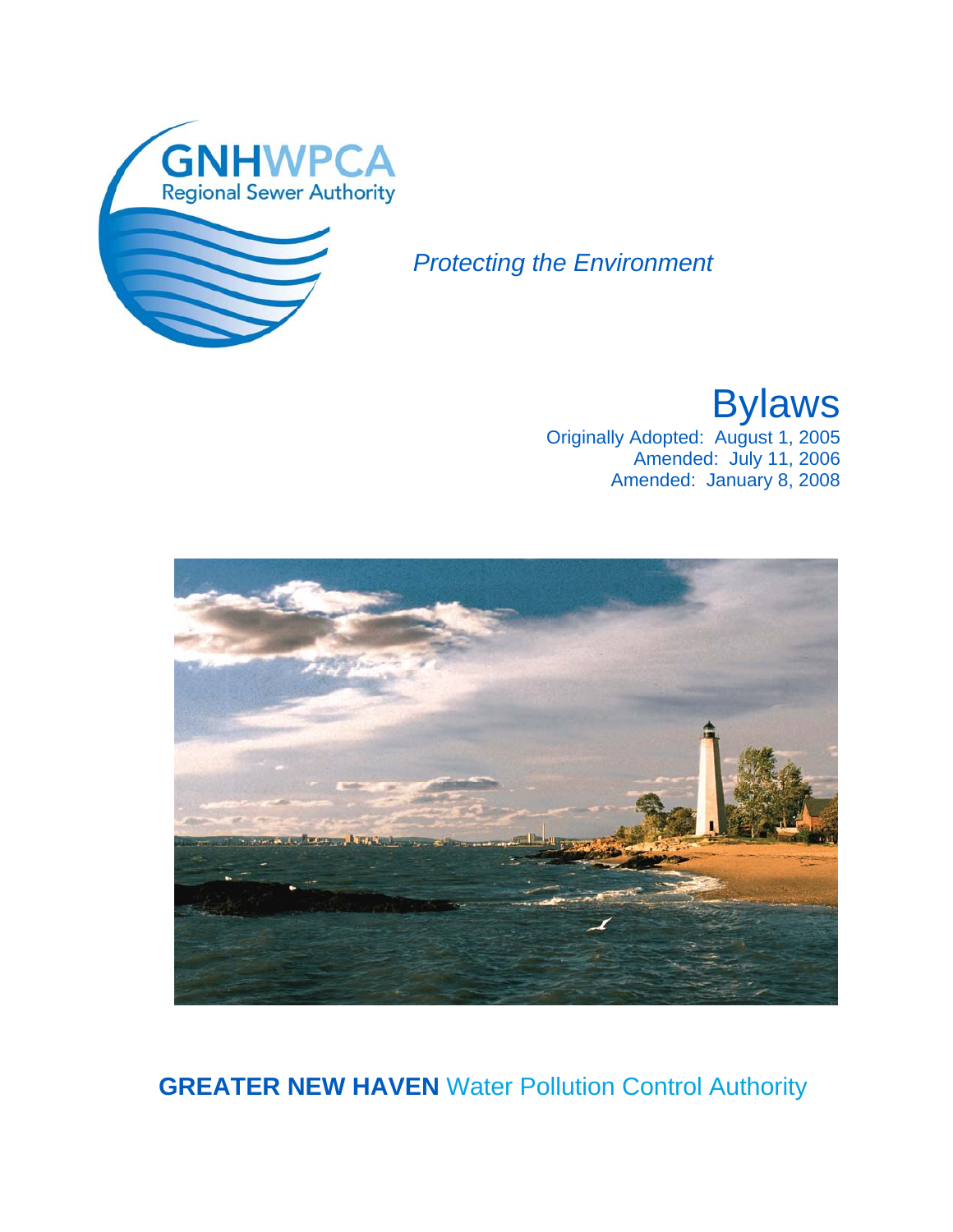GNHWPCA
Regional Sewer Authority

*Protecting the Environment*

# Bylaws

Originally Adopted: August 1, 2005
Amended: July 11, 2006
Amended: January 8, 2008

**GREATER NEW HAVEN** Water Pollution Control Authority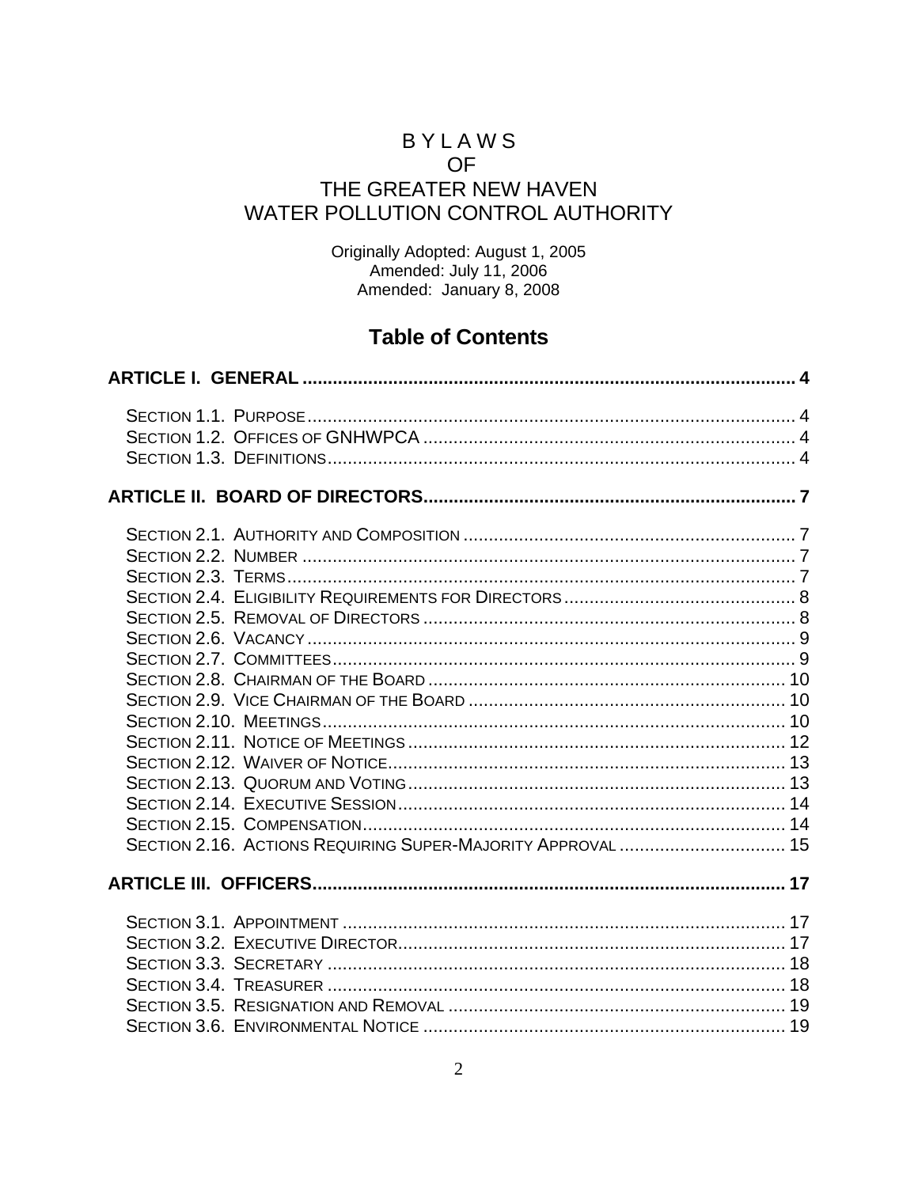# BYLAWS
# OF
# THE GREATER NEW HAVEN WATER POLLUTION CONTROL AUTHORITY

Originally Adopted: August 1, 2005
Amended: July 11, 2006
Amended: January 8, 2008

## Table of Contents

**ARTICLE I. GENERAL** ........ 4

- SECTION 1.1. PURPOSE ........ 4
- SECTION 1.2. OFFICES OF GNHWPCA ........ 4
- SECTION 1.3. DEFINITIONS ........ 4

**ARTICLE II. BOARD OF DIRECTORS** ........ 7

- SECTION 2.1. AUTHORITY AND COMPOSITION ........ 7
- SECTION 2.2. NUMBER ........ 7
- SECTION 2.3. TERMS ........ 7
- SECTION 2.4. ELIGIBILITY REQUIREMENTS FOR DIRECTORS ........ 8
- SECTION 2.5. REMOVAL OF DIRECTORS ........ 8
- SECTION 2.6. VACANCY ........ 9
- SECTION 2.7. COMMITTEES ........ 9
- SECTION 2.8. CHAIRMAN OF THE BOARD ........ 10
- SECTION 2.9. VICE CHAIRMAN OF THE BOARD ........ 10
- SECTION 2.10. MEETINGS ........ 10
- SECTION 2.11. NOTICE OF MEETINGS ........ 12
- SECTION 2.12. WAIVER OF NOTICE ........ 13
- SECTION 2.13. QUORUM AND VOTING ........ 13
- SECTION 2.14. EXECUTIVE SESSION ........ 14
- SECTION 2.15. COMPENSATION ........ 14
- SECTION 2.16. ACTIONS REQUIRING SUPER-MAJORITY APPROVAL ........ 15

**ARTICLE III. OFFICERS** ........ 17

- SECTION 3.1. APPOINTMENT ........ 17
- SECTION 3.2. EXECUTIVE DIRECTOR ........ 17
- SECTION 3.3. SECRETARY ........ 18
- SECTION 3.4. TREASURER ........ 18
- SECTION 3.5. RESIGNATION AND REMOVAL ........ 19
- SECTION 3.6. ENVIRONMENTAL NOTICE ........ 19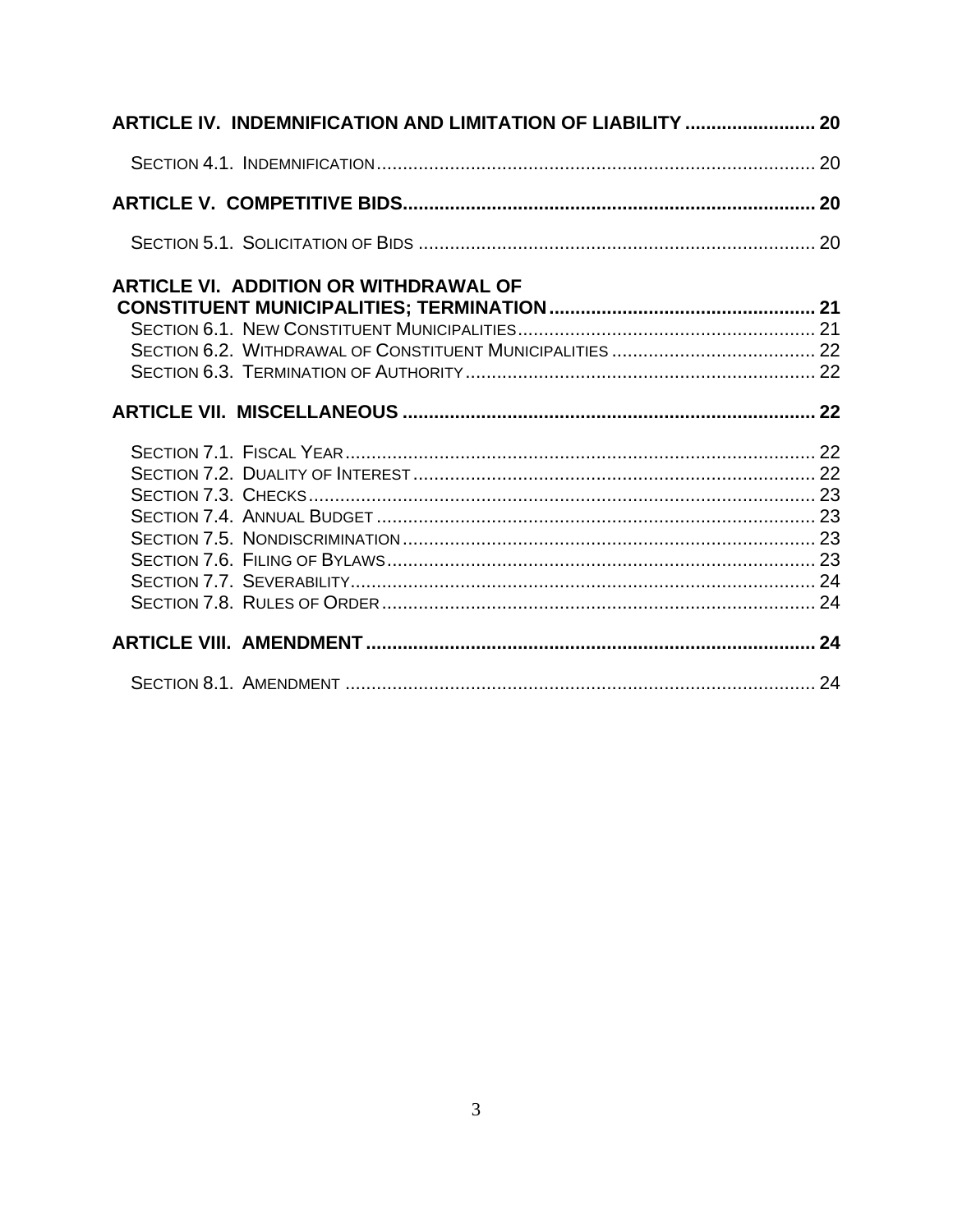**ARTICLE IV. INDEMNIFICATION AND LIMITATION OF LIABILITY ........................ 20**

SECTION 4.1. INDEMNIFICATION ................................................................................... 20

**ARTICLE V. COMPETITIVE BIDS............................................................................. 20**

SECTION 5.1. SOLICITATION OF BIDS .......................................................................... 20

**ARTICLE VI. ADDITION OR WITHDRAWAL OF CONSTITUENT MUNICIPALITIES; TERMINATION .................................................. 21**

SECTION 6.1. NEW CONSTITUENT MUNICIPALITIES ......................................................... 21
SECTION 6.2. WITHDRAWAL OF CONSTITUENT MUNICIPALITIES ....................................... 22
SECTION 6.3. TERMINATION OF AUTHORITY .................................................................. 22

**ARTICLE VII. MISCELLANEOUS ............................................................................. 22**

SECTION 7.1. FISCAL YEAR ......................................................................................... 22
SECTION 7.2. DUALITY OF INTEREST ............................................................................ 22
SECTION 7.3. CHECKS ................................................................................................ 23
SECTION 7.4. ANNUAL BUDGET ................................................................................... 23
SECTION 7.5. NONDISCRIMINATION .............................................................................. 23
SECTION 7.6. FILING OF BYLAWS ................................................................................. 23
SECTION 7.7. SEVERABILITY ........................................................................................ 24
SECTION 7.8. RULES OF ORDER .................................................................................. 24

**ARTICLE VIII. AMENDMENT ..................................................................................... 24**

SECTION 8.1. AMENDMENT ......................................................................................... 24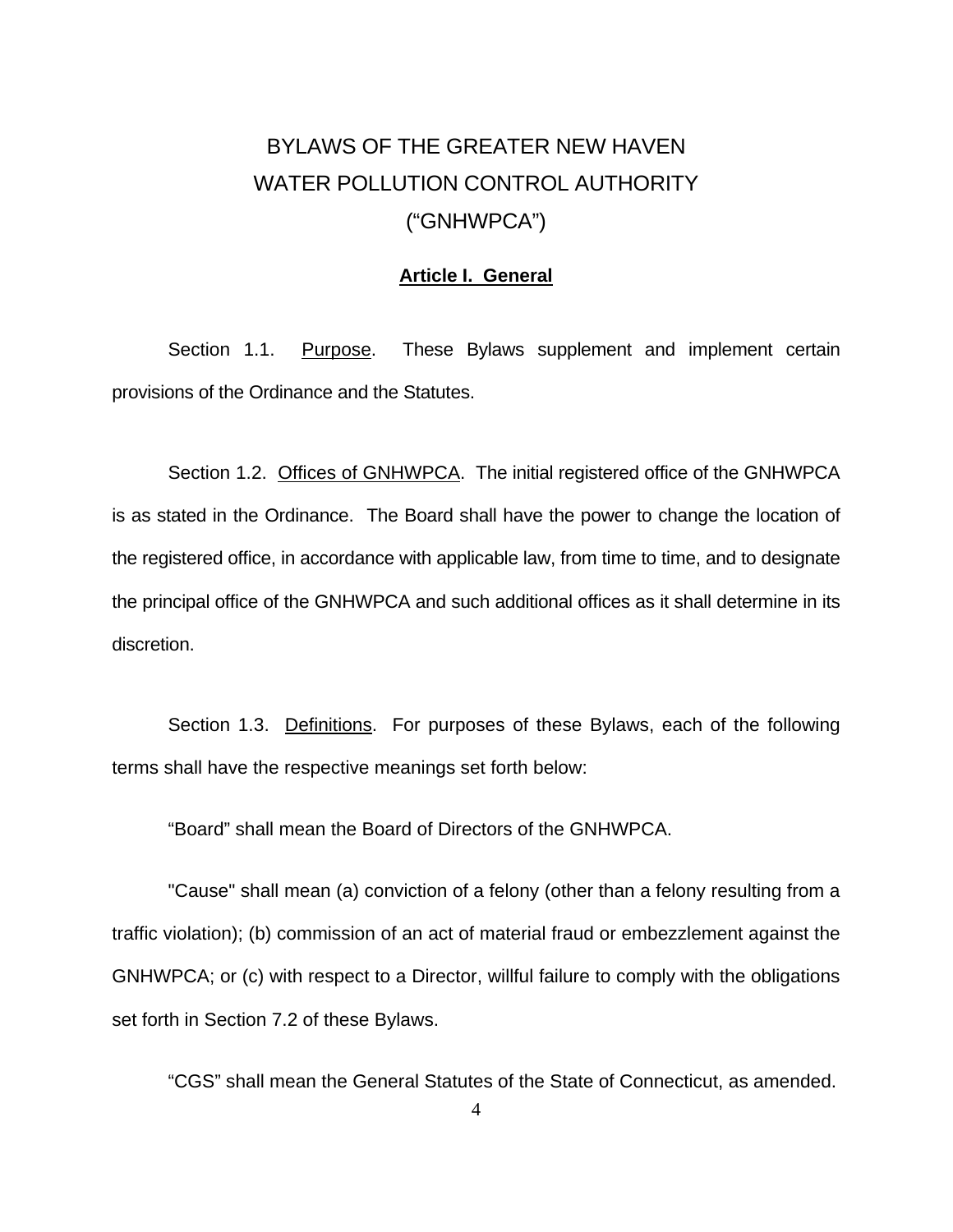# BYLAWS OF THE GREATER NEW HAVEN WATER POLLUTION CONTROL AUTHORITY (“GNHWPCA”)

## Article I. General

Section 1.1. Purpose. These Bylaws supplement and implement certain provisions of the Ordinance and the Statutes.

Section 1.2. Offices of GNHWPCA. The initial registered office of the GNHWPCA is as stated in the Ordinance. The Board shall have the power to change the location of the registered office, in accordance with applicable law, from time to time, and to designate the principal office of the GNHWPCA and such additional offices as it shall determine in its discretion.

Section 1.3. Definitions. For purposes of these Bylaws, each of the following terms shall have the respective meanings set forth below:

“Board” shall mean the Board of Directors of the GNHWPCA.

"Cause" shall mean (a) conviction of a felony (other than a felony resulting from a traffic violation); (b) commission of an act of material fraud or embezzlement against the GNHWPCA; or (c) with respect to a Director, willful failure to comply with the obligations set forth in Section 7.2 of these Bylaws.

“CGS” shall mean the General Statutes of the State of Connecticut, as amended.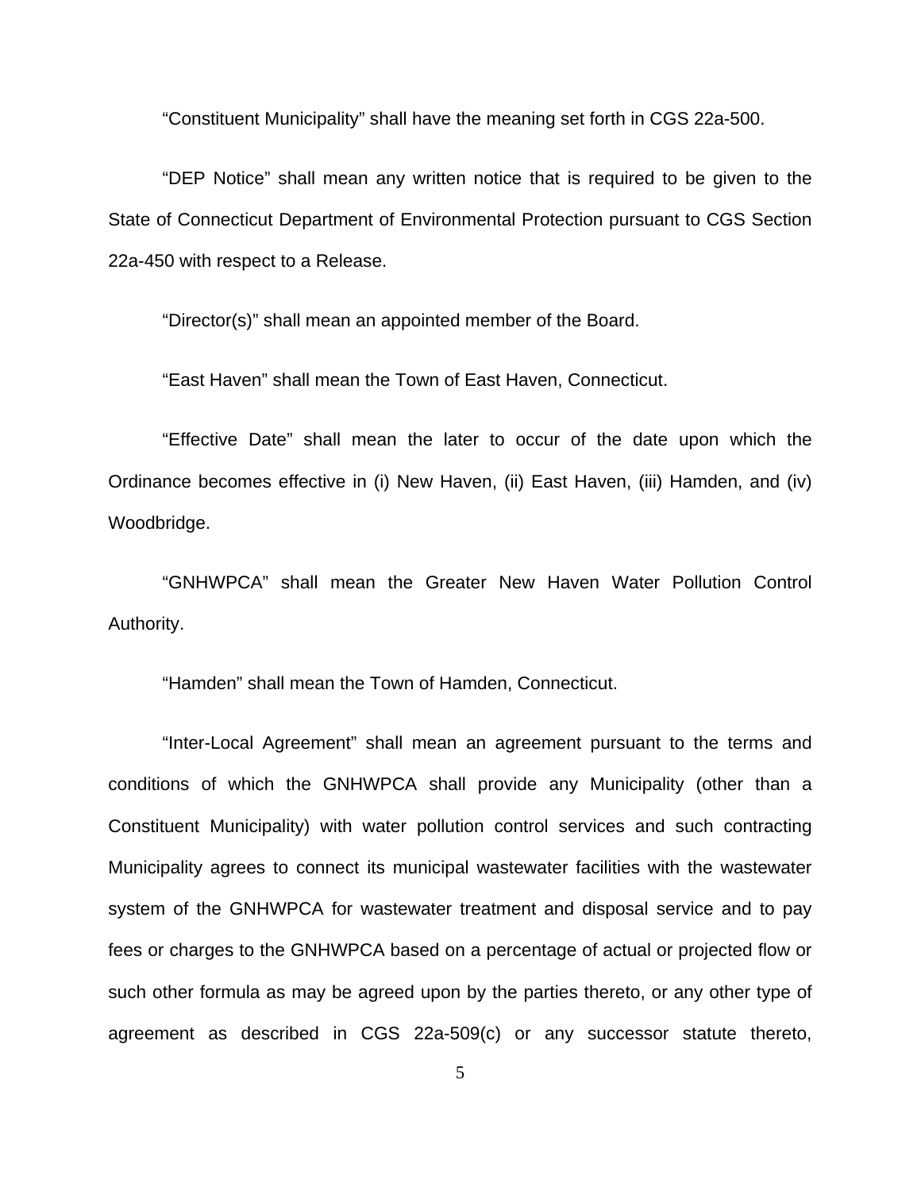“Constituent Municipality” shall have the meaning set forth in CGS 22a-500.

“DEP Notice” shall mean any written notice that is required to be given to the State of Connecticut Department of Environmental Protection pursuant to CGS Section 22a-450 with respect to a Release.

“Director(s)” shall mean an appointed member of the Board.

“East Haven” shall mean the Town of East Haven, Connecticut.

“Effective Date” shall mean the later to occur of the date upon which the Ordinance becomes effective in (i) New Haven, (ii) East Haven, (iii) Hamden, and (iv) Woodbridge.

“GNHWPCA” shall mean the Greater New Haven Water Pollution Control Authority.

“Hamden” shall mean the Town of Hamden, Connecticut.

“Inter-Local Agreement” shall mean an agreement pursuant to the terms and conditions of which the GNHWPCA shall provide any Municipality (other than a Constituent Municipality) with water pollution control services and such contracting Municipality agrees to connect its municipal wastewater facilities with the wastewater system of the GNHWPCA for wastewater treatment and disposal service and to pay fees or charges to the GNHWPCA based on a percentage of actual or projected flow or such other formula as may be agreed upon by the parties thereto, or any other type of agreement as described in CGS 22a-509(c) or any successor statute thereto,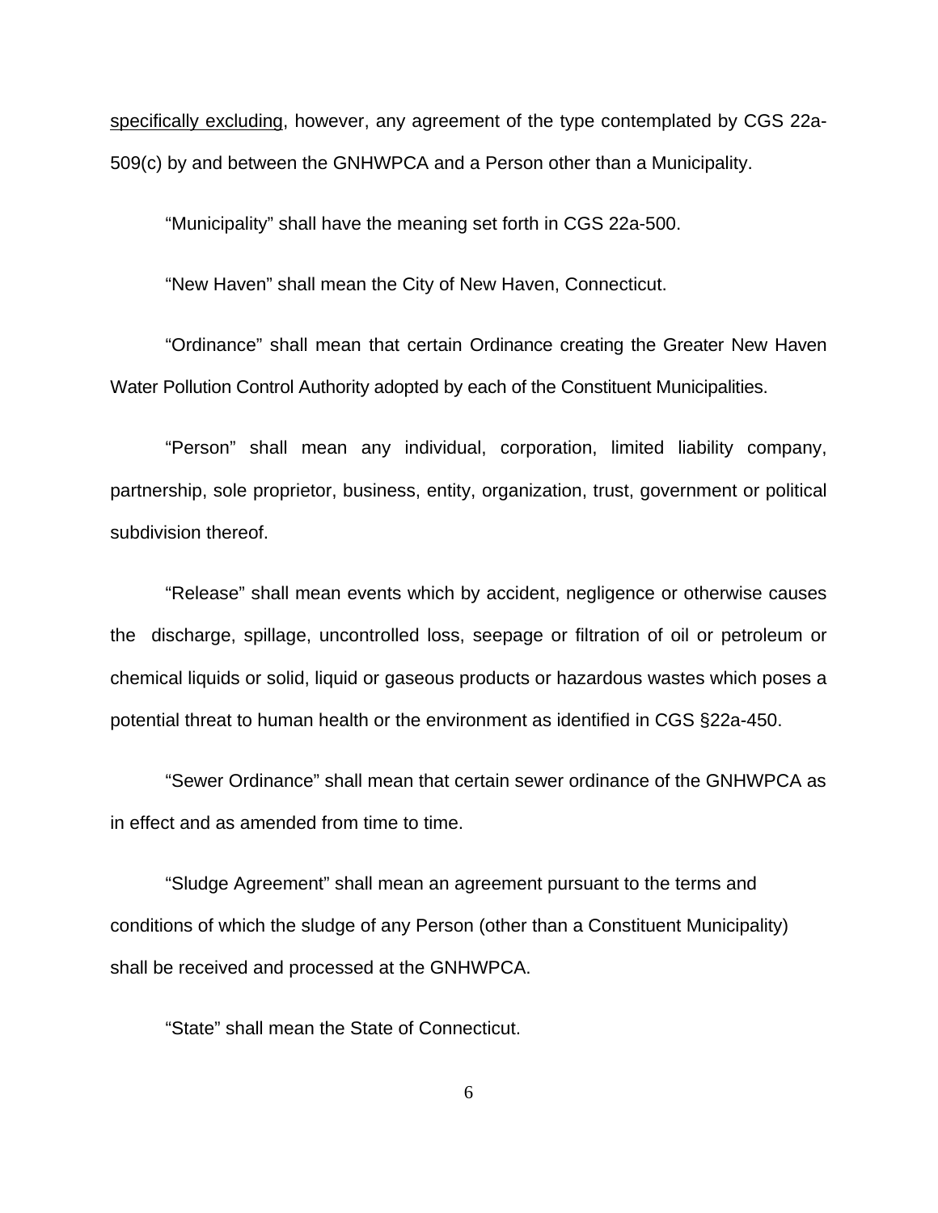<u>specifically excluding</u>, however, any agreement of the type contemplated by CGS 22a-509(c) by and between the GNHWPCA and a Person other than a Municipality.

"Municipality" shall have the meaning set forth in CGS 22a-500.

"New Haven" shall mean the City of New Haven, Connecticut.

"Ordinance" shall mean that certain Ordinance creating the Greater New Haven Water Pollution Control Authority adopted by each of the Constituent Municipalities.

"Person" shall mean any individual, corporation, limited liability company, partnership, sole proprietor, business, entity, organization, trust, government or political subdivision thereof.

"Release" shall mean events which by accident, negligence or otherwise causes the discharge, spillage, uncontrolled loss, seepage or filtration of oil or petroleum or chemical liquids or solid, liquid or gaseous products or hazardous wastes which poses a potential threat to human health or the environment as identified in CGS §22a-450.

"Sewer Ordinance" shall mean that certain sewer ordinance of the GNHWPCA as in effect and as amended from time to time.

"Sludge Agreement" shall mean an agreement pursuant to the terms and conditions of which the sludge of any Person (other than a Constituent Municipality) shall be received and processed at the GNHWPCA.

"State" shall mean the State of Connecticut.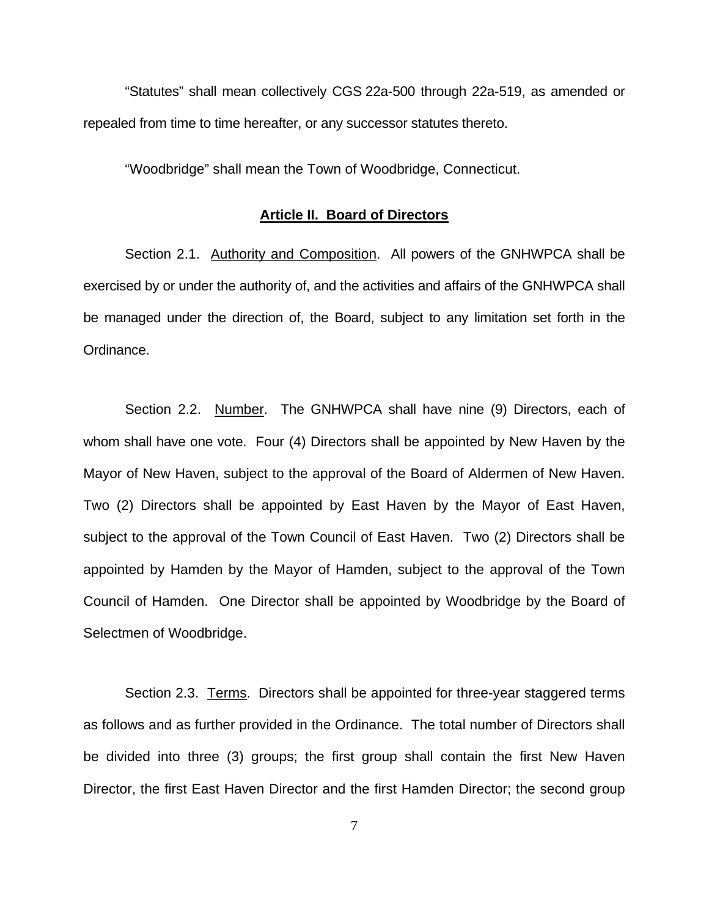“Statutes” shall mean collectively CGS 22a-500 through 22a-519, as amended or repealed from time to time hereafter, or any successor statutes thereto.

“Woodbridge” shall mean the Town of Woodbridge, Connecticut.

## Article II. Board of Directors

Section 2.1. Authority and Composition. All powers of the GNHWPCA shall be exercised by or under the authority of, and the activities and affairs of the GNHWPCA shall be managed under the direction of, the Board, subject to any limitation set forth in the Ordinance.

Section 2.2. Number. The GNHWPCA shall have nine (9) Directors, each of whom shall have one vote. Four (4) Directors shall be appointed by New Haven by the Mayor of New Haven, subject to the approval of the Board of Aldermen of New Haven. Two (2) Directors shall be appointed by East Haven by the Mayor of East Haven, subject to the approval of the Town Council of East Haven. Two (2) Directors shall be appointed by Hamden by the Mayor of Hamden, subject to the approval of the Town Council of Hamden. One Director shall be appointed by Woodbridge by the Board of Selectmen of Woodbridge.

Section 2.3. Terms. Directors shall be appointed for three-year staggered terms as follows and as further provided in the Ordinance. The total number of Directors shall be divided into three (3) groups; the first group shall contain the first New Haven Director, the first East Haven Director and the first Hamden Director; the second group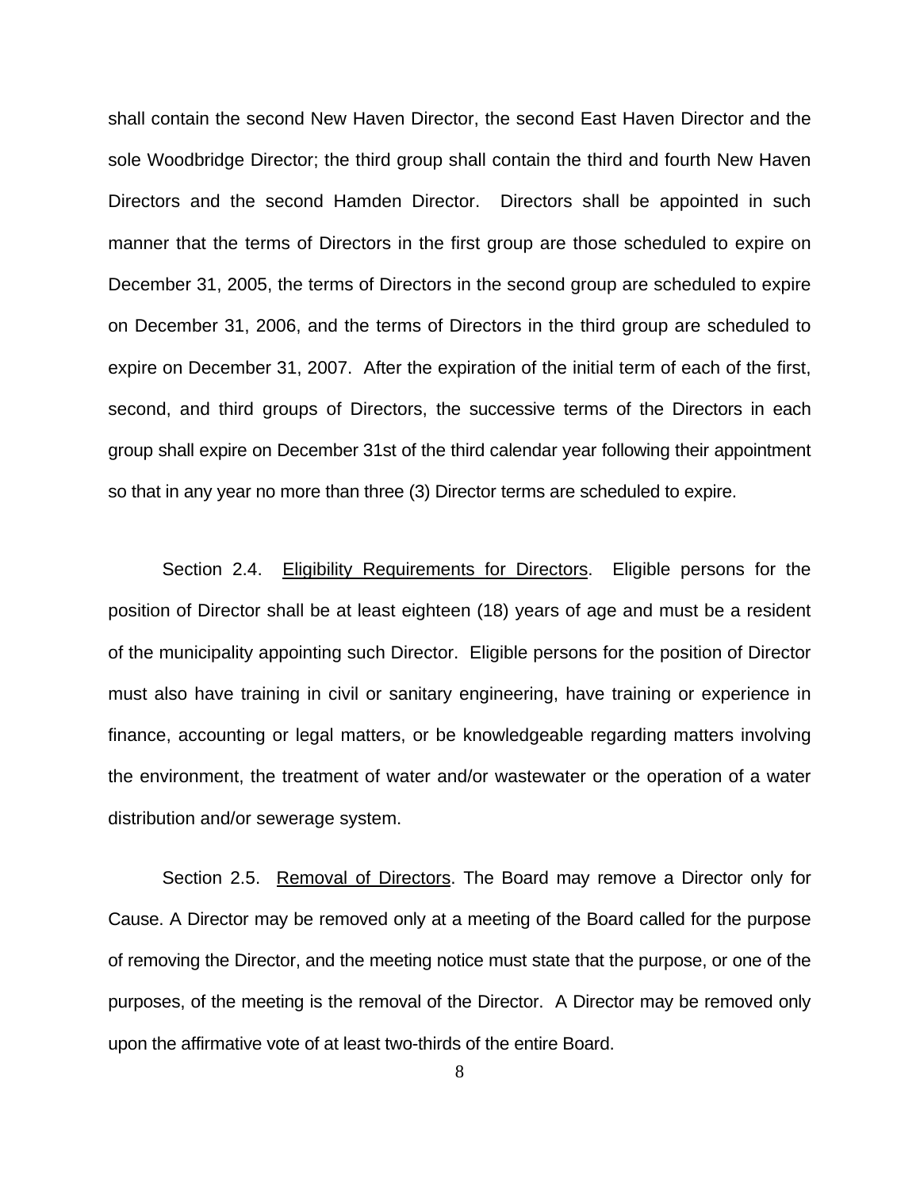shall contain the second New Haven Director, the second East Haven Director and the sole Woodbridge Director; the third group shall contain the third and fourth New Haven Directors and the second Hamden Director. Directors shall be appointed in such manner that the terms of Directors in the first group are those scheduled to expire on December 31, 2005, the terms of Directors in the second group are scheduled to expire on December 31, 2006, and the terms of Directors in the third group are scheduled to expire on December 31, 2007. After the expiration of the initial term of each of the first, second, and third groups of Directors, the successive terms of the Directors in each group shall expire on December 31st of the third calendar year following their appointment so that in any year no more than three (3) Director terms are scheduled to expire.

Section 2.4. Eligibility Requirements for Directors. Eligible persons for the position of Director shall be at least eighteen (18) years of age and must be a resident of the municipality appointing such Director. Eligible persons for the position of Director must also have training in civil or sanitary engineering, have training or experience in finance, accounting or legal matters, or be knowledgeable regarding matters involving the environment, the treatment of water and/or wastewater or the operation of a water distribution and/or sewerage system.

Section 2.5. Removal of Directors. The Board may remove a Director only for Cause. A Director may be removed only at a meeting of the Board called for the purpose of removing the Director, and the meeting notice must state that the purpose, or one of the purposes, of the meeting is the removal of the Director. A Director may be removed only upon the affirmative vote of at least two-thirds of the entire Board.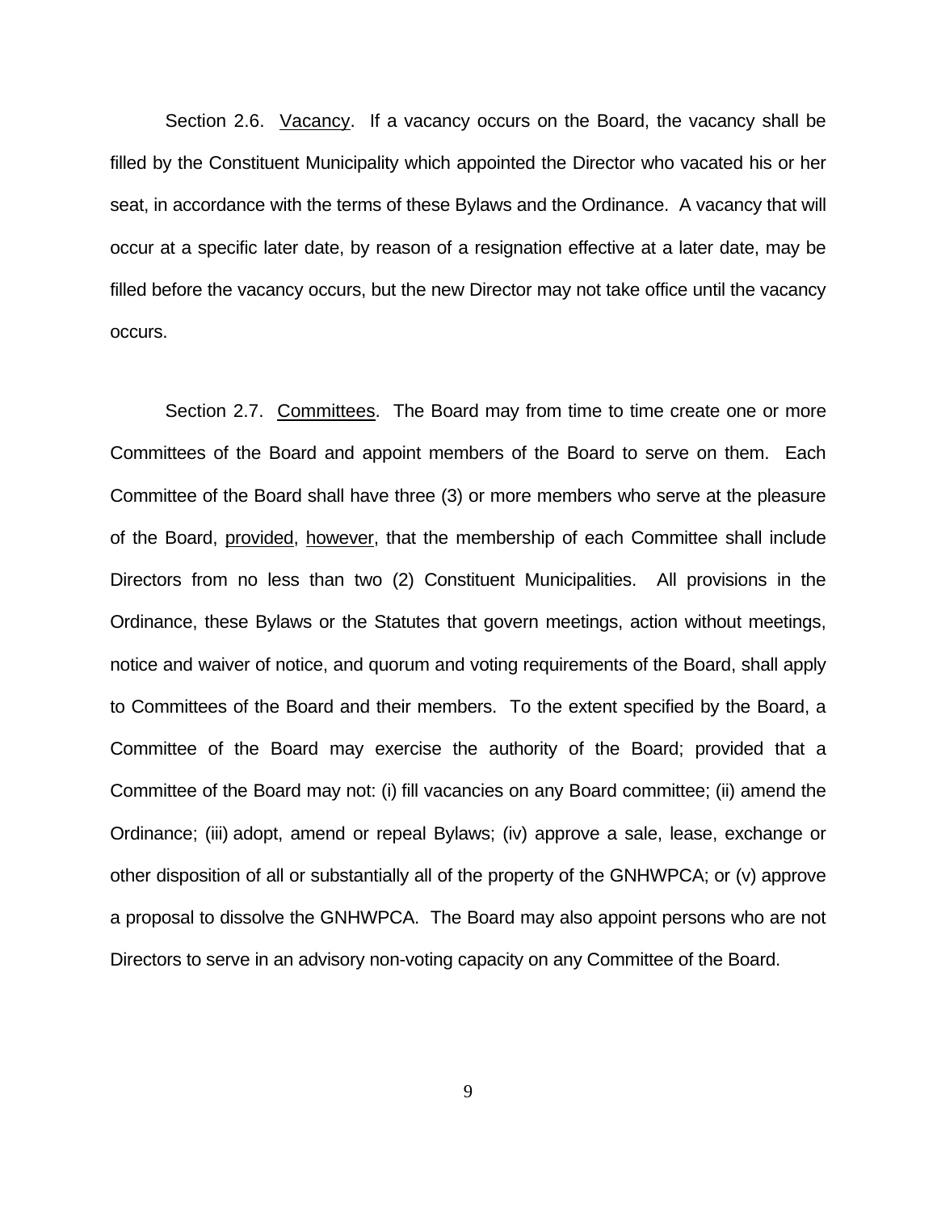Section 2.6. Vacancy. If a vacancy occurs on the Board, the vacancy shall be filled by the Constituent Municipality which appointed the Director who vacated his or her seat, in accordance with the terms of these Bylaws and the Ordinance. A vacancy that will occur at a specific later date, by reason of a resignation effective at a later date, may be filled before the vacancy occurs, but the new Director may not take office until the vacancy occurs.

Section 2.7. Committees. The Board may from time to time create one or more Committees of the Board and appoint members of the Board to serve on them. Each Committee of the Board shall have three (3) or more members who serve at the pleasure of the Board, provided, however, that the membership of each Committee shall include Directors from no less than two (2) Constituent Municipalities. All provisions in the Ordinance, these Bylaws or the Statutes that govern meetings, action without meetings, notice and waiver of notice, and quorum and voting requirements of the Board, shall apply to Committees of the Board and their members. To the extent specified by the Board, a Committee of the Board may exercise the authority of the Board; provided that a Committee of the Board may not: (i) fill vacancies on any Board committee; (ii) amend the Ordinance; (iii) adopt, amend or repeal Bylaws; (iv) approve a sale, lease, exchange or other disposition of all or substantially all of the property of the GNHWPCA; or (v) approve a proposal to dissolve the GNHWPCA. The Board may also appoint persons who are not Directors to serve in an advisory non-voting capacity on any Committee of the Board.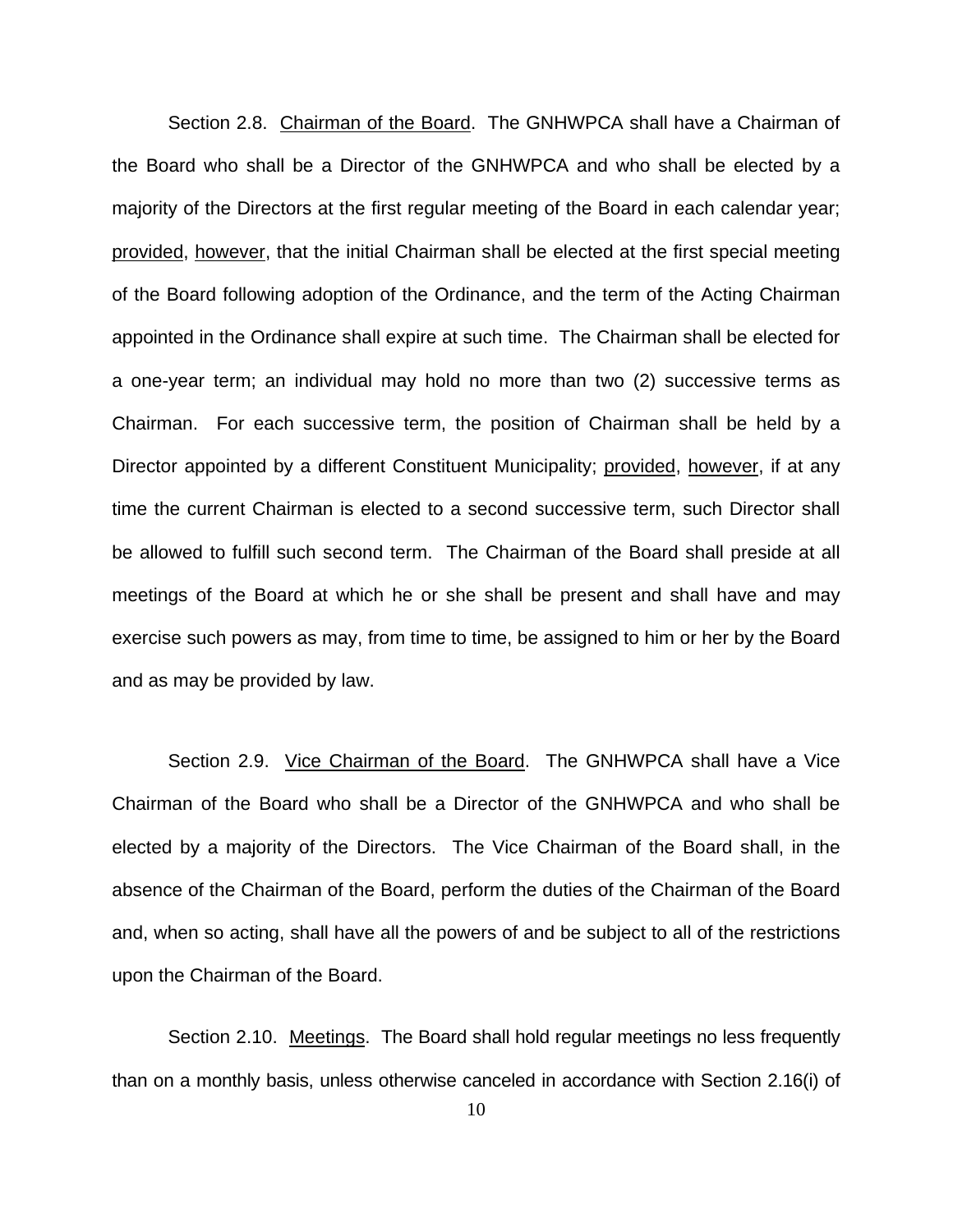Section 2.8. <u>Chairman of the Board</u>. The GNHWPCA shall have a Chairman of the Board who shall be a Director of the GNHWPCA and who shall be elected by a majority of the Directors at the first regular meeting of the Board in each calendar year; <u>provided</u>, <u>however</u>, that the initial Chairman shall be elected at the first special meeting of the Board following adoption of the Ordinance, and the term of the Acting Chairman appointed in the Ordinance shall expire at such time. The Chairman shall be elected for a one-year term; an individual may hold no more than two (2) successive terms as Chairman. For each successive term, the position of Chairman shall be held by a Director appointed by a different Constituent Municipality; <u>provided</u>, <u>however</u>, if at any time the current Chairman is elected to a second successive term, such Director shall be allowed to fulfill such second term. The Chairman of the Board shall preside at all meetings of the Board at which he or she shall be present and shall have and may exercise such powers as may, from time to time, be assigned to him or her by the Board and as may be provided by law.

Section 2.9. <u>Vice Chairman of the Board</u>. The GNHWPCA shall have a Vice Chairman of the Board who shall be a Director of the GNHWPCA and who shall be elected by a majority of the Directors. The Vice Chairman of the Board shall, in the absence of the Chairman of the Board, perform the duties of the Chairman of the Board and, when so acting, shall have all the powers of and be subject to all of the restrictions upon the Chairman of the Board.

Section 2.10. <u>Meetings</u>. The Board shall hold regular meetings no less frequently than on a monthly basis, unless otherwise canceled in accordance with Section 2.16(i) of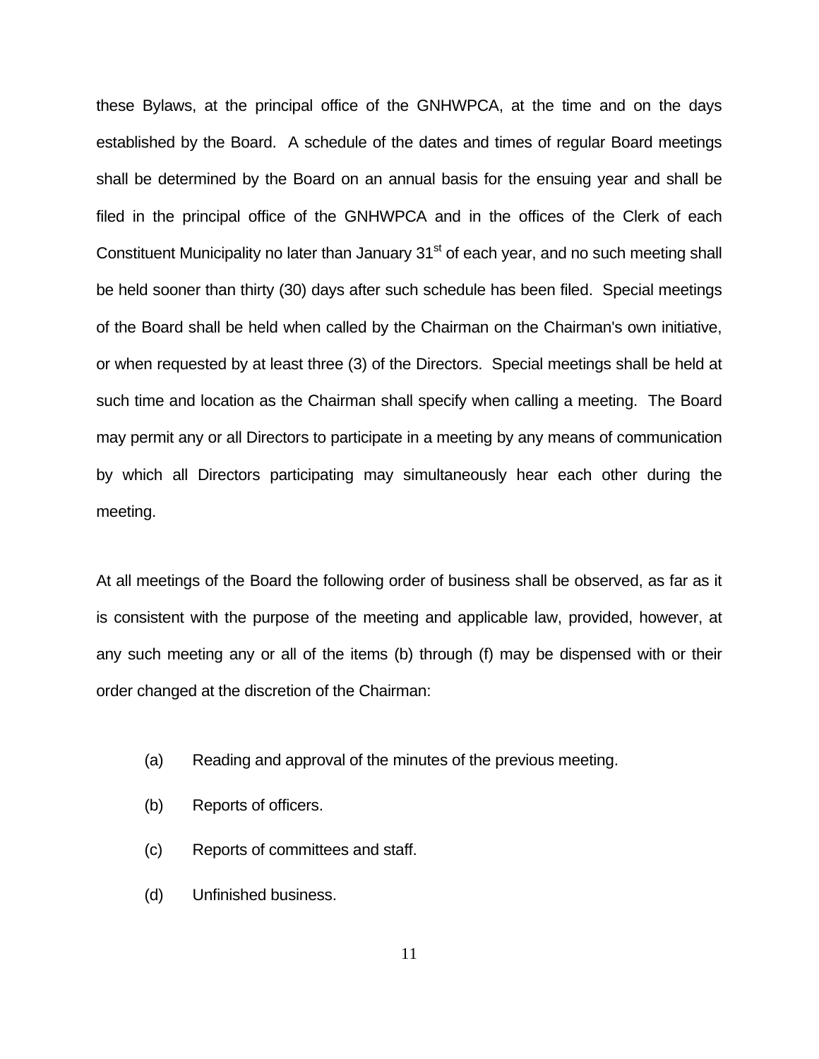these Bylaws, at the principal office of the GNHWPCA, at the time and on the days established by the Board. A schedule of the dates and times of regular Board meetings shall be determined by the Board on an annual basis for the ensuing year and shall be filed in the principal office of the GNHWPCA and in the offices of the Clerk of each Constituent Municipality no later than January 31st of each year, and no such meeting shall be held sooner than thirty (30) days after such schedule has been filed. Special meetings of the Board shall be held when called by the Chairman on the Chairman's own initiative, or when requested by at least three (3) of the Directors. Special meetings shall be held at such time and location as the Chairman shall specify when calling a meeting. The Board may permit any or all Directors to participate in a meeting by any means of communication by which all Directors participating may simultaneously hear each other during the meeting.

At all meetings of the Board the following order of business shall be observed, as far as it is consistent with the purpose of the meeting and applicable law, provided, however, at any such meeting any or all of the items (b) through (f) may be dispensed with or their order changed at the discretion of the Chairman:

(a) Reading and approval of the minutes of the previous meeting.

(b) Reports of officers.

(c) Reports of committees and staff.

(d) Unfinished business.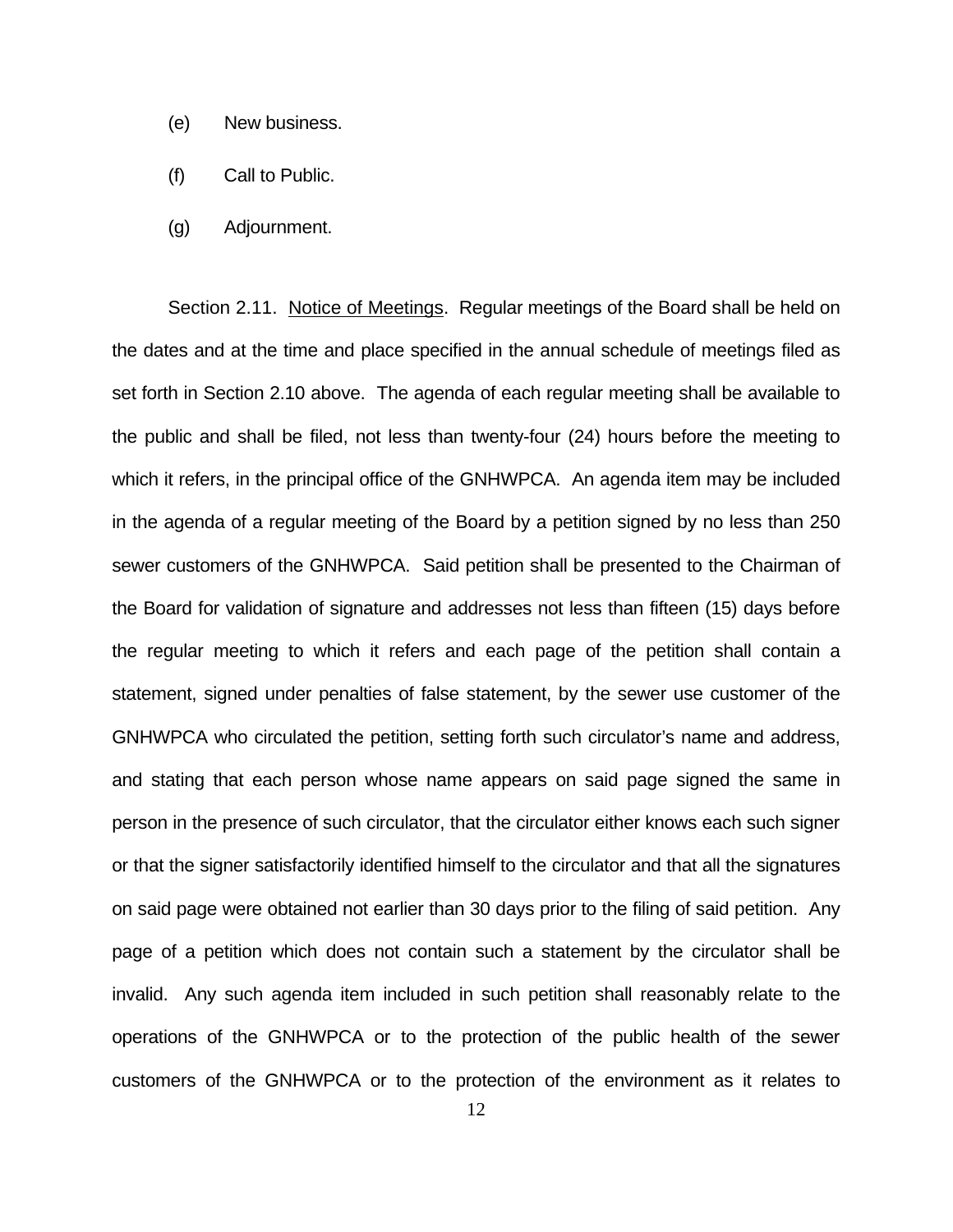(e) New business.

(f) Call to Public.

(g) Adjournment.

Section 2.11. Notice of Meetings. Regular meetings of the Board shall be held on the dates and at the time and place specified in the annual schedule of meetings filed as set forth in Section 2.10 above. The agenda of each regular meeting shall be available to the public and shall be filed, not less than twenty-four (24) hours before the meeting to which it refers, in the principal office of the GNHWPCA. An agenda item may be included in the agenda of a regular meeting of the Board by a petition signed by no less than 250 sewer customers of the GNHWPCA. Said petition shall be presented to the Chairman of the Board for validation of signature and addresses not less than fifteen (15) days before the regular meeting to which it refers and each page of the petition shall contain a statement, signed under penalties of false statement, by the sewer use customer of the GNHWPCA who circulated the petition, setting forth such circulator's name and address, and stating that each person whose name appears on said page signed the same in person in the presence of such circulator, that the circulator either knows each such signer or that the signer satisfactorily identified himself to the circulator and that all the signatures on said page were obtained not earlier than 30 days prior to the filing of said petition. Any page of a petition which does not contain such a statement by the circulator shall be invalid. Any such agenda item included in such petition shall reasonably relate to the operations of the GNHWPCA or to the protection of the public health of the sewer customers of the GNHWPCA or to the protection of the environment as it relates to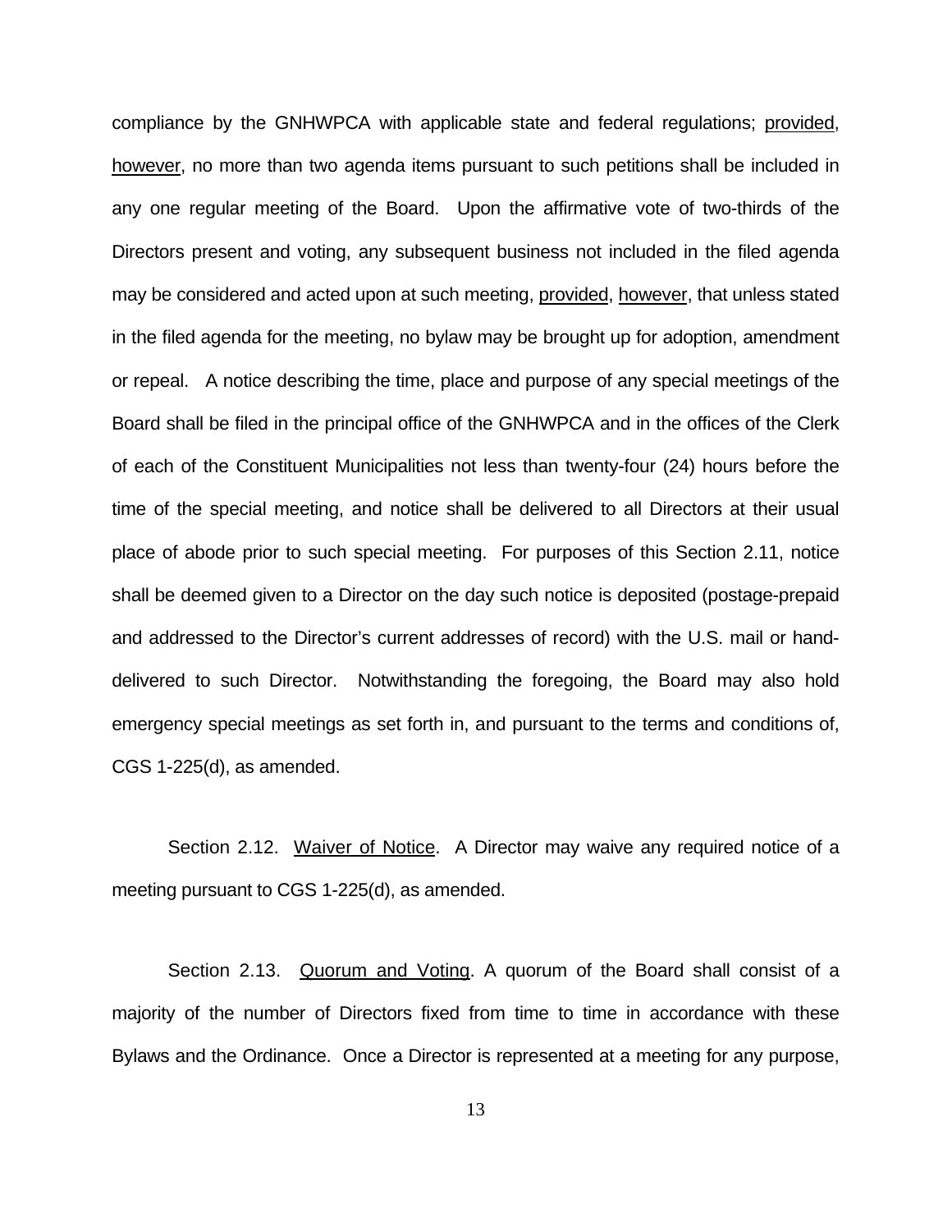compliance by the GNHWPCA with applicable state and federal regulations; provided, however, no more than two agenda items pursuant to such petitions shall be included in any one regular meeting of the Board. Upon the affirmative vote of two-thirds of the Directors present and voting, any subsequent business not included in the filed agenda may be considered and acted upon at such meeting, provided, however, that unless stated in the filed agenda for the meeting, no bylaw may be brought up for adoption, amendment or repeal. A notice describing the time, place and purpose of any special meetings of the Board shall be filed in the principal office of the GNHWPCA and in the offices of the Clerk of each of the Constituent Municipalities not less than twenty-four (24) hours before the time of the special meeting, and notice shall be delivered to all Directors at their usual place of abode prior to such special meeting. For purposes of this Section 2.11, notice shall be deemed given to a Director on the day such notice is deposited (postage-prepaid and addressed to the Director's current addresses of record) with the U.S. mail or hand-delivered to such Director. Notwithstanding the foregoing, the Board may also hold emergency special meetings as set forth in, and pursuant to the terms and conditions of, CGS 1-225(d), as amended.

Section 2.12. Waiver of Notice. A Director may waive any required notice of a meeting pursuant to CGS 1-225(d), as amended.

Section 2.13. Quorum and Voting. A quorum of the Board shall consist of a majority of the number of Directors fixed from time to time in accordance with these Bylaws and the Ordinance. Once a Director is represented at a meeting for any purpose,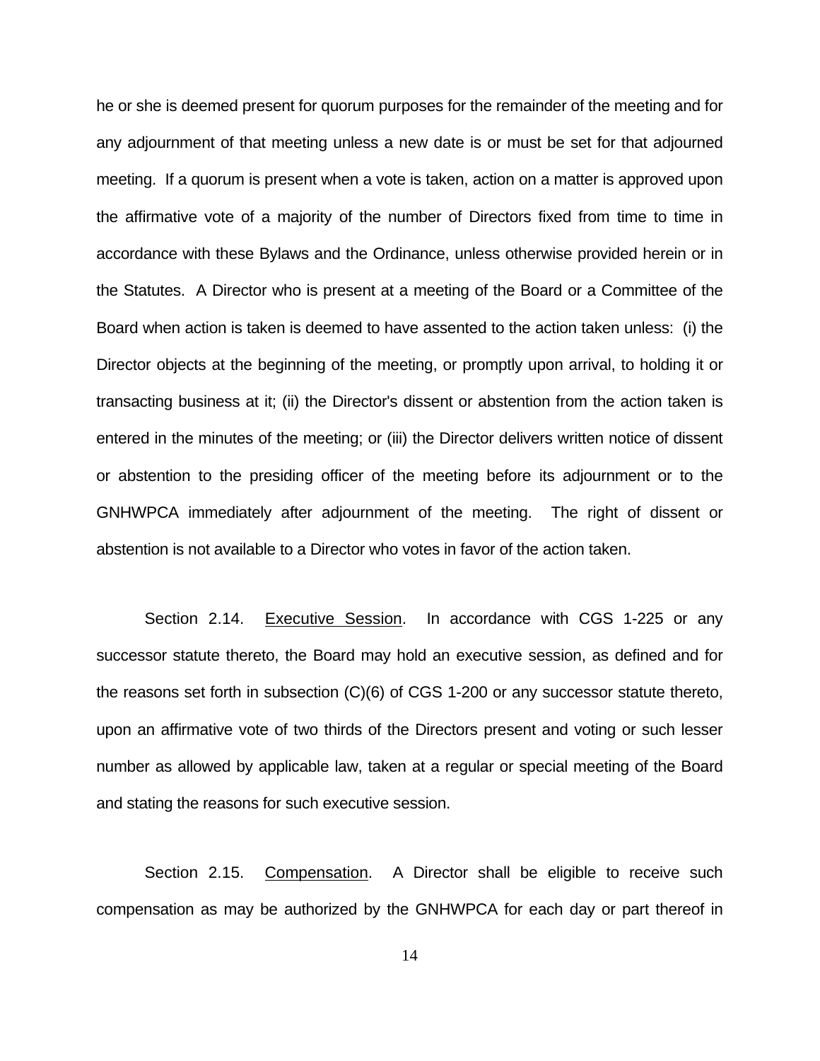he or she is deemed present for quorum purposes for the remainder of the meeting and for any adjournment of that meeting unless a new date is or must be set for that adjourned meeting. If a quorum is present when a vote is taken, action on a matter is approved upon the affirmative vote of a majority of the number of Directors fixed from time to time in accordance with these Bylaws and the Ordinance, unless otherwise provided herein or in the Statutes. A Director who is present at a meeting of the Board or a Committee of the Board when action is taken is deemed to have assented to the action taken unless: (i) the Director objects at the beginning of the meeting, or promptly upon arrival, to holding it or transacting business at it; (ii) the Director's dissent or abstention from the action taken is entered in the minutes of the meeting; or (iii) the Director delivers written notice of dissent or abstention to the presiding officer of the meeting before its adjournment or to the GNHWPCA immediately after adjournment of the meeting. The right of dissent or abstention is not available to a Director who votes in favor of the action taken.

Section 2.14. Executive Session. In accordance with CGS 1-225 or any successor statute thereto, the Board may hold an executive session, as defined and for the reasons set forth in subsection (C)(6) of CGS 1-200 or any successor statute thereto, upon an affirmative vote of two thirds of the Directors present and voting or such lesser number as allowed by applicable law, taken at a regular or special meeting of the Board and stating the reasons for such executive session.

Section 2.15. Compensation. A Director shall be eligible to receive such compensation as may be authorized by the GNHWPCA for each day or part thereof in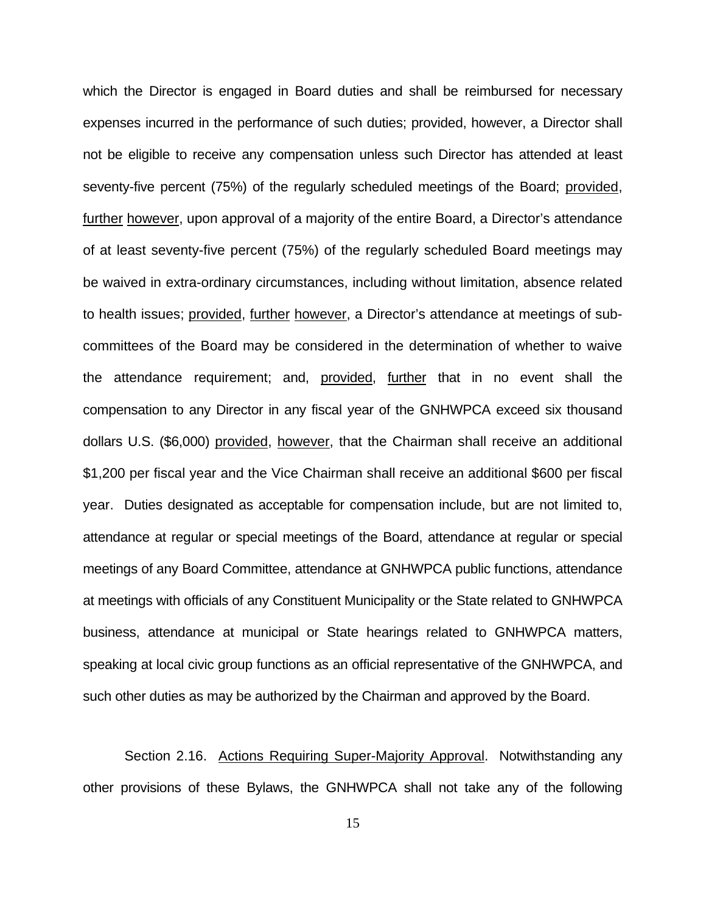which the Director is engaged in Board duties and shall be reimbursed for necessary expenses incurred in the performance of such duties; provided, however, a Director shall not be eligible to receive any compensation unless such Director has attended at least seventy-five percent (75%) of the regularly scheduled meetings of the Board; <u>provided</u>, <u>further</u> <u>however</u>, upon approval of a majority of the entire Board, a Director's attendance of at least seventy-five percent (75%) of the regularly scheduled Board meetings may be waived in extra-ordinary circumstances, including without limitation, absence related to health issues; <u>provided</u>, <u>further</u> <u>however</u>, a Director's attendance at meetings of sub-committees of the Board may be considered in the determination of whether to waive the attendance requirement; and, <u>provided</u>, <u>further</u> that in no event shall the compensation to any Director in any fiscal year of the GNHWPCA exceed six thousand dollars U.S. ($6,000) <u>provided</u>, <u>however</u>, that the Chairman shall receive an additional $1,200 per fiscal year and the Vice Chairman shall receive an additional $600 per fiscal year. Duties designated as acceptable for compensation include, but are not limited to, attendance at regular or special meetings of the Board, attendance at regular or special meetings of any Board Committee, attendance at GNHWPCA public functions, attendance at meetings with officials of any Constituent Municipality or the State related to GNHWPCA business, attendance at municipal or State hearings related to GNHWPCA matters, speaking at local civic group functions as an official representative of the GNHWPCA, and such other duties as may be authorized by the Chairman and approved by the Board.

Section 2.16. <u>Actions Requiring Super-Majority Approval</u>. Notwithstanding any other provisions of these Bylaws, the GNHWPCA shall not take any of the following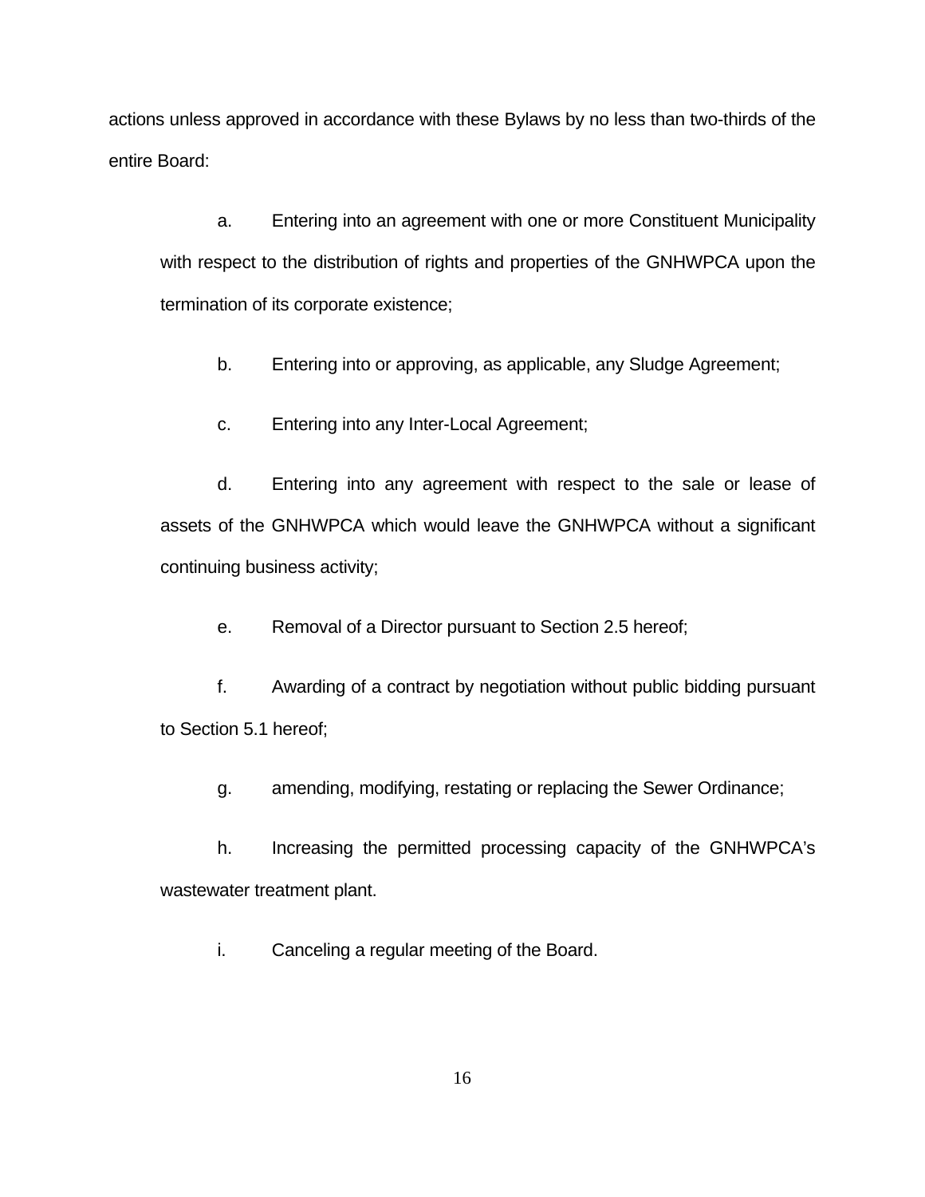actions unless approved in accordance with these Bylaws by no less than two-thirds of the entire Board:

a. Entering into an agreement with one or more Constituent Municipality with respect to the distribution of rights and properties of the GNHWPCA upon the termination of its corporate existence;

b. Entering into or approving, as applicable, any Sludge Agreement;

c. Entering into any Inter-Local Agreement;

d. Entering into any agreement with respect to the sale or lease of assets of the GNHWPCA which would leave the GNHWPCA without a significant continuing business activity;

e. Removal of a Director pursuant to Section 2.5 hereof;

f. Awarding of a contract by negotiation without public bidding pursuant to Section 5.1 hereof;

g. amending, modifying, restating or replacing the Sewer Ordinance;

h. Increasing the permitted processing capacity of the GNHWPCA's wastewater treatment plant.

i. Canceling a regular meeting of the Board.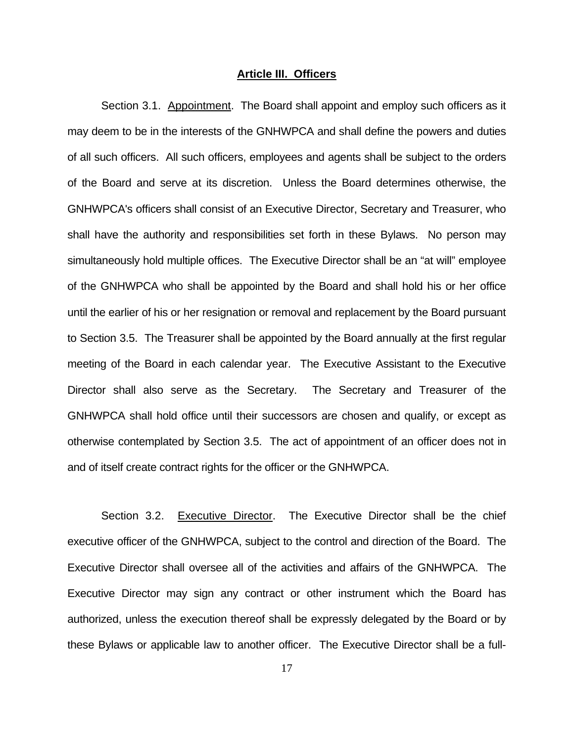## Article III. Officers

Section 3.1. Appointment. The Board shall appoint and employ such officers as it may deem to be in the interests of the GNHWPCA and shall define the powers and duties of all such officers. All such officers, employees and agents shall be subject to the orders of the Board and serve at its discretion. Unless the Board determines otherwise, the GNHWPCA's officers shall consist of an Executive Director, Secretary and Treasurer, who shall have the authority and responsibilities set forth in these Bylaws. No person may simultaneously hold multiple offices. The Executive Director shall be an "at will" employee of the GNHWPCA who shall be appointed by the Board and shall hold his or her office until the earlier of his or her resignation or removal and replacement by the Board pursuant to Section 3.5. The Treasurer shall be appointed by the Board annually at the first regular meeting of the Board in each calendar year. The Executive Assistant to the Executive Director shall also serve as the Secretary. The Secretary and Treasurer of the GNHWPCA shall hold office until their successors are chosen and qualify, or except as otherwise contemplated by Section 3.5. The act of appointment of an officer does not in and of itself create contract rights for the officer or the GNHWPCA.

Section 3.2. Executive Director. The Executive Director shall be the chief executive officer of the GNHWPCA, subject to the control and direction of the Board. The Executive Director shall oversee all of the activities and affairs of the GNHWPCA. The Executive Director may sign any contract or other instrument which the Board has authorized, unless the execution thereof shall be expressly delegated by the Board or by these Bylaws or applicable law to another officer. The Executive Director shall be a full-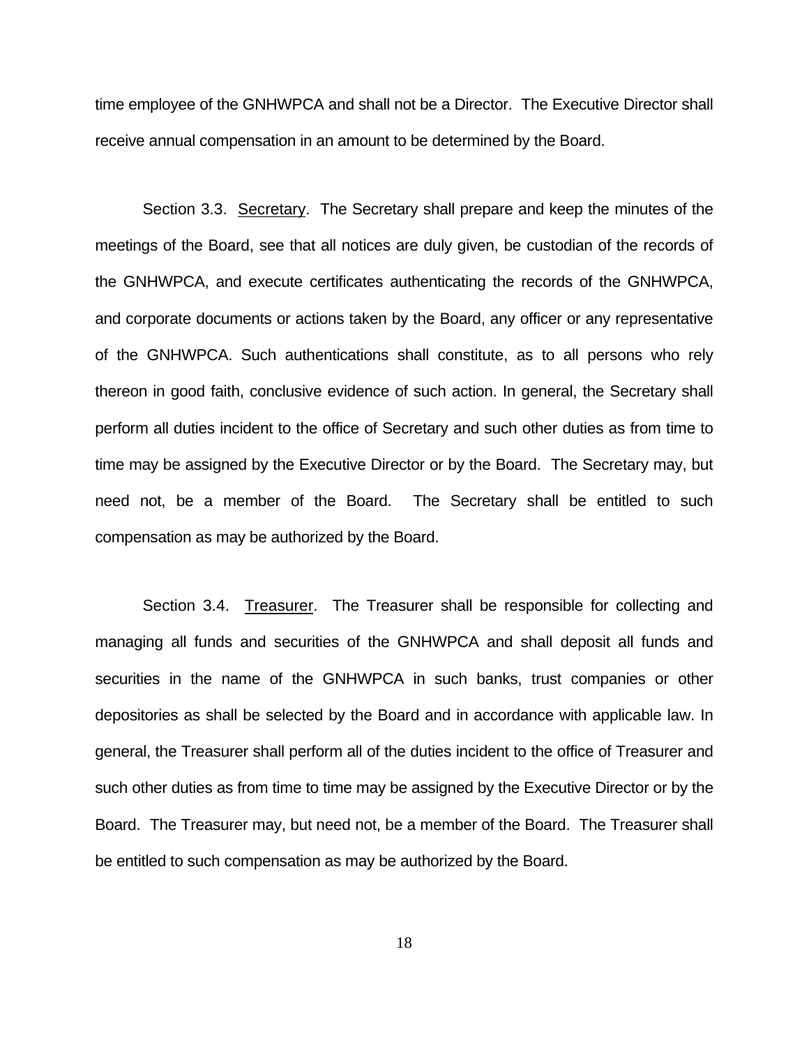time employee of the GNHWPCA and shall not be a Director. The Executive Director shall receive annual compensation in an amount to be determined by the Board.

Section 3.3. Secretary. The Secretary shall prepare and keep the minutes of the meetings of the Board, see that all notices are duly given, be custodian of the records of the GNHWPCA, and execute certificates authenticating the records of the GNHWPCA, and corporate documents or actions taken by the Board, any officer or any representative of the GNHWPCA. Such authentications shall constitute, as to all persons who rely thereon in good faith, conclusive evidence of such action. In general, the Secretary shall perform all duties incident to the office of Secretary and such other duties as from time to time may be assigned by the Executive Director or by the Board. The Secretary may, but need not, be a member of the Board. The Secretary shall be entitled to such compensation as may be authorized by the Board.

Section 3.4. Treasurer. The Treasurer shall be responsible for collecting and managing all funds and securities of the GNHWPCA and shall deposit all funds and securities in the name of the GNHWPCA in such banks, trust companies or other depositories as shall be selected by the Board and in accordance with applicable law. In general, the Treasurer shall perform all of the duties incident to the office of Treasurer and such other duties as from time to time may be assigned by the Executive Director or by the Board. The Treasurer may, but need not, be a member of the Board. The Treasurer shall be entitled to such compensation as may be authorized by the Board.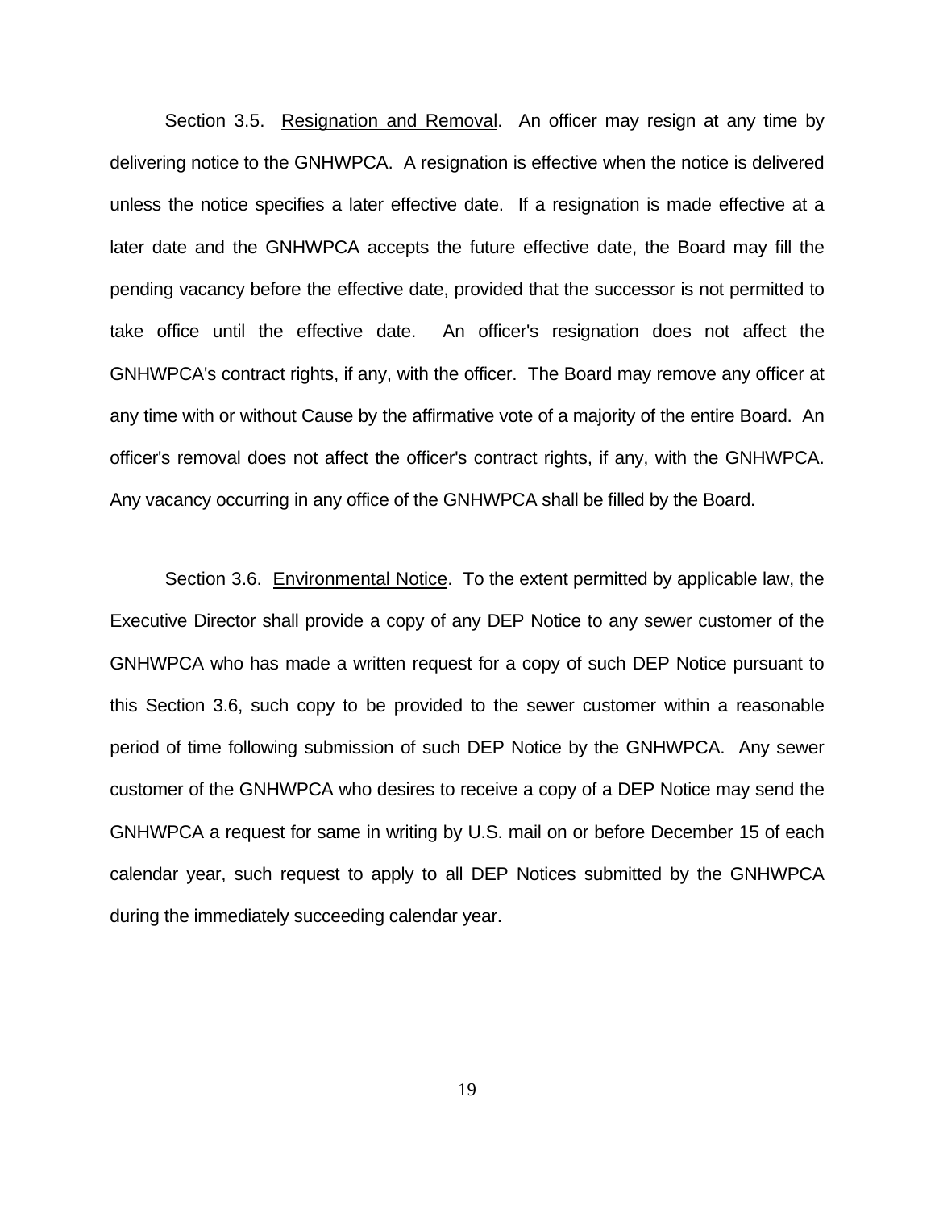Section 3.5. <u>Resignation and Removal</u>. An officer may resign at any time by delivering notice to the GNHWPCA. A resignation is effective when the notice is delivered unless the notice specifies a later effective date. If a resignation is made effective at a later date and the GNHWPCA accepts the future effective date, the Board may fill the pending vacancy before the effective date, provided that the successor is not permitted to take office until the effective date. An officer's resignation does not affect the GNHWPCA's contract rights, if any, with the officer. The Board may remove any officer at any time with or without Cause by the affirmative vote of a majority of the entire Board. An officer's removal does not affect the officer's contract rights, if any, with the GNHWPCA. Any vacancy occurring in any office of the GNHWPCA shall be filled by the Board.

Section 3.6. <u>Environmental Notice</u>. To the extent permitted by applicable law, the Executive Director shall provide a copy of any DEP Notice to any sewer customer of the GNHWPCA who has made a written request for a copy of such DEP Notice pursuant to this Section 3.6, such copy to be provided to the sewer customer within a reasonable period of time following submission of such DEP Notice by the GNHWPCA. Any sewer customer of the GNHWPCA who desires to receive a copy of a DEP Notice may send the GNHWPCA a request for same in writing by U.S. mail on or before December 15 of each calendar year, such request to apply to all DEP Notices submitted by the GNHWPCA during the immediately succeeding calendar year.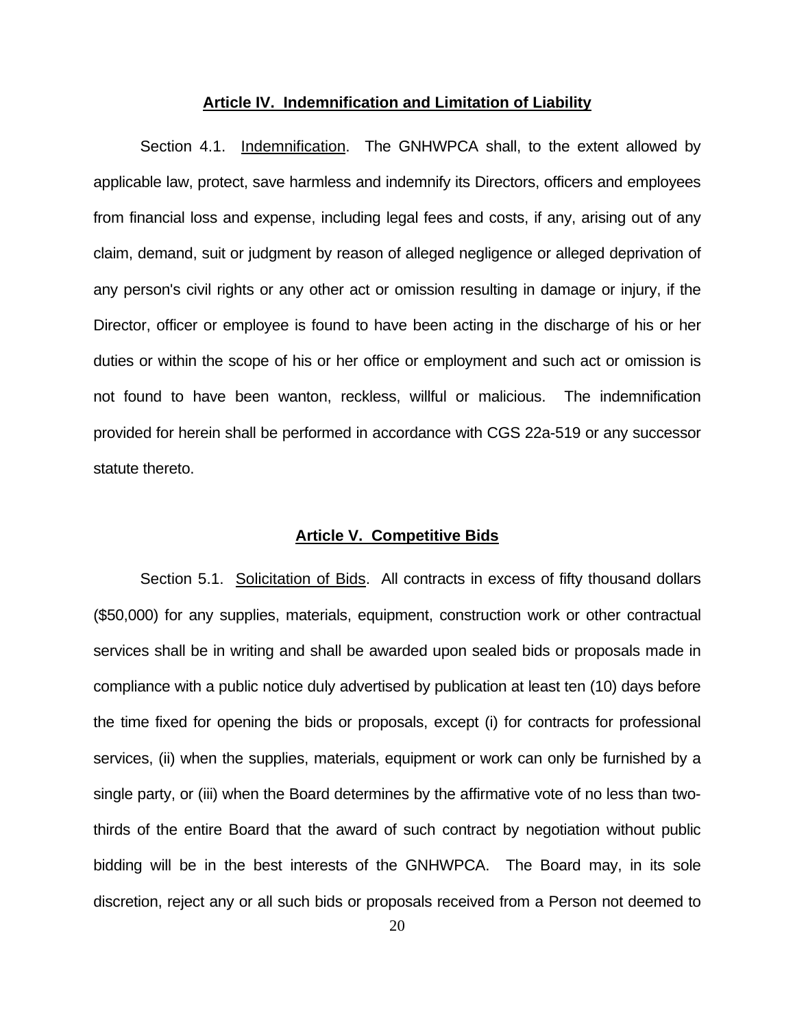## Article IV. Indemnification and Limitation of Liability

Section 4.1. Indemnification. The GNHWPCA shall, to the extent allowed by applicable law, protect, save harmless and indemnify its Directors, officers and employees from financial loss and expense, including legal fees and costs, if any, arising out of any claim, demand, suit or judgment by reason of alleged negligence or alleged deprivation of any person's civil rights or any other act or omission resulting in damage or injury, if the Director, officer or employee is found to have been acting in the discharge of his or her duties or within the scope of his or her office or employment and such act or omission is not found to have been wanton, reckless, willful or malicious. The indemnification provided for herein shall be performed in accordance with CGS 22a-519 or any successor statute thereto.

## Article V. Competitive Bids

Section 5.1. Solicitation of Bids. All contracts in excess of fifty thousand dollars ($50,000) for any supplies, materials, equipment, construction work or other contractual services shall be in writing and shall be awarded upon sealed bids or proposals made in compliance with a public notice duly advertised by publication at least ten (10) days before the time fixed for opening the bids or proposals, except (i) for contracts for professional services, (ii) when the supplies, materials, equipment or work can only be furnished by a single party, or (iii) when the Board determines by the affirmative vote of no less than two-thirds of the entire Board that the award of such contract by negotiation without public bidding will be in the best interests of the GNHWPCA. The Board may, in its sole discretion, reject any or all such bids or proposals received from a Person not deemed to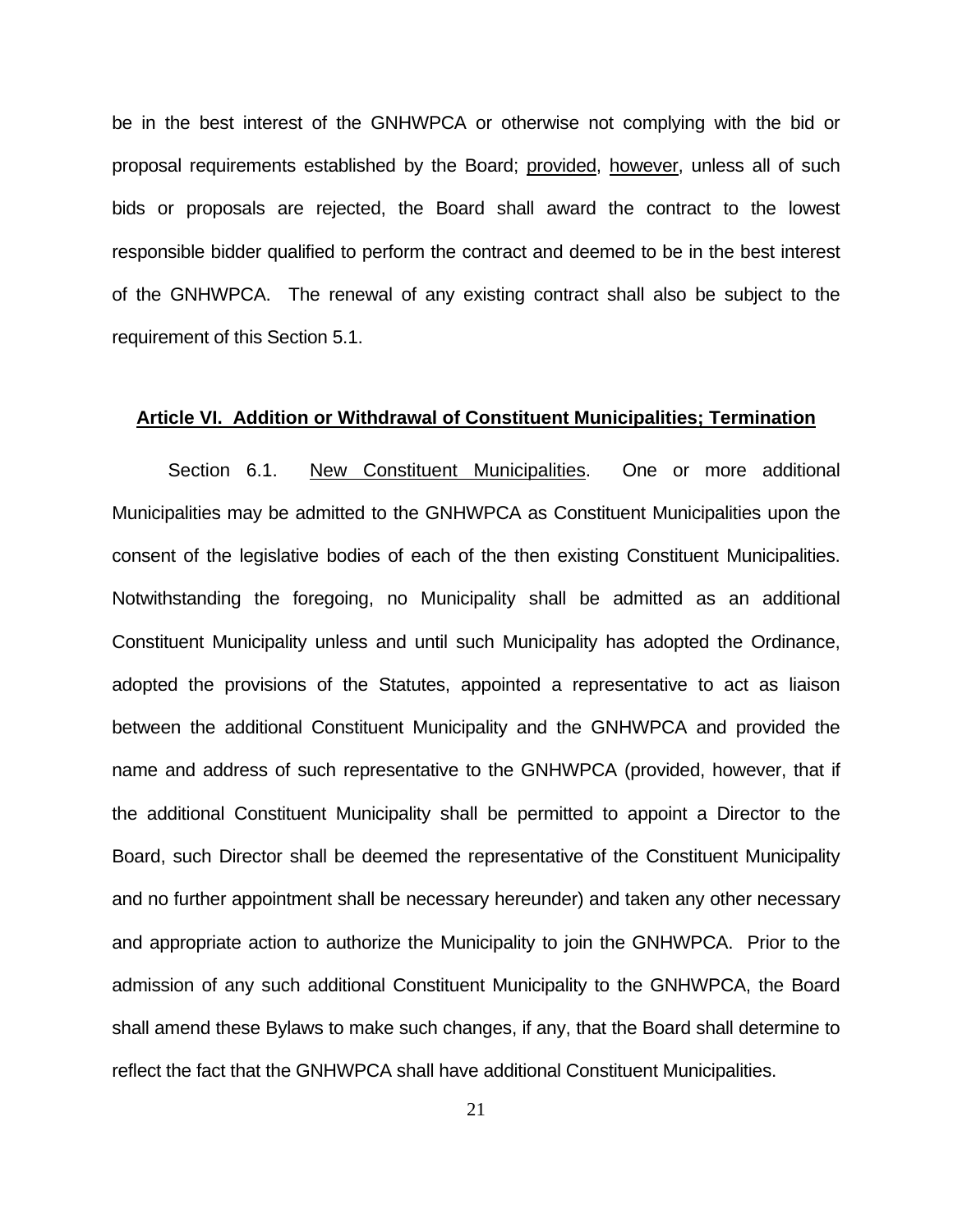be in the best interest of the GNHWPCA or otherwise not complying with the bid or proposal requirements established by the Board; provided, however, unless all of such bids or proposals are rejected, the Board shall award the contract to the lowest responsible bidder qualified to perform the contract and deemed to be in the best interest of the GNHWPCA. The renewal of any existing contract shall also be subject to the requirement of this Section 5.1.

## Article VI. Addition or Withdrawal of Constituent Municipalities; Termination

Section 6.1. New Constituent Municipalities. One or more additional Municipalities may be admitted to the GNHWPCA as Constituent Municipalities upon the consent of the legislative bodies of each of the then existing Constituent Municipalities. Notwithstanding the foregoing, no Municipality shall be admitted as an additional Constituent Municipality unless and until such Municipality has adopted the Ordinance, adopted the provisions of the Statutes, appointed a representative to act as liaison between the additional Constituent Municipality and the GNHWPCA and provided the name and address of such representative to the GNHWPCA (provided, however, that if the additional Constituent Municipality shall be permitted to appoint a Director to the Board, such Director shall be deemed the representative of the Constituent Municipality and no further appointment shall be necessary hereunder) and taken any other necessary and appropriate action to authorize the Municipality to join the GNHWPCA. Prior to the admission of any such additional Constituent Municipality to the GNHWPCA, the Board shall amend these Bylaws to make such changes, if any, that the Board shall determine to reflect the fact that the GNHWPCA shall have additional Constituent Municipalities.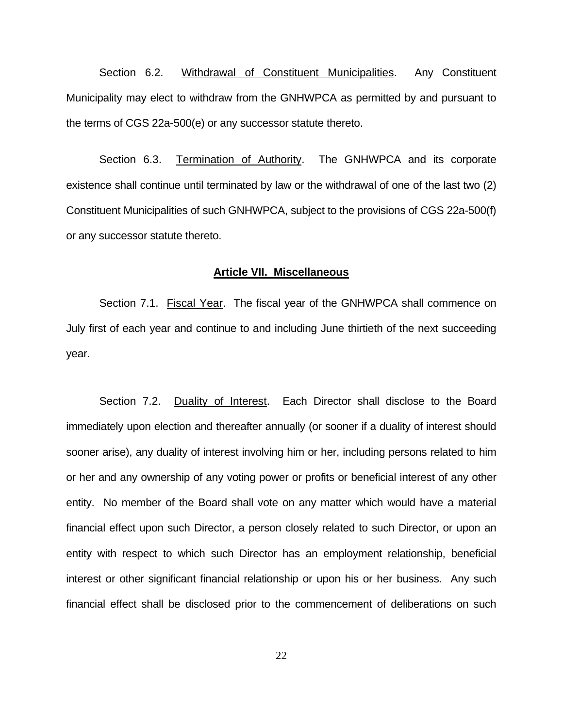Section 6.2. Withdrawal of Constituent Municipalities. Any Constituent Municipality may elect to withdraw from the GNHWPCA as permitted by and pursuant to the terms of CGS 22a-500(e) or any successor statute thereto.

Section 6.3. Termination of Authority. The GNHWPCA and its corporate existence shall continue until terminated by law or the withdrawal of one of the last two (2) Constituent Municipalities of such GNHWPCA, subject to the provisions of CGS 22a-500(f) or any successor statute thereto.

## Article VII. Miscellaneous

Section 7.1. Fiscal Year. The fiscal year of the GNHWPCA shall commence on July first of each year and continue to and including June thirtieth of the next succeeding year.

Section 7.2. Duality of Interest. Each Director shall disclose to the Board immediately upon election and thereafter annually (or sooner if a duality of interest should sooner arise), any duality of interest involving him or her, including persons related to him or her and any ownership of any voting power or profits or beneficial interest of any other entity. No member of the Board shall vote on any matter which would have a material financial effect upon such Director, a person closely related to such Director, or upon an entity with respect to which such Director has an employment relationship, beneficial interest or other significant financial relationship or upon his or her business. Any such financial effect shall be disclosed prior to the commencement of deliberations on such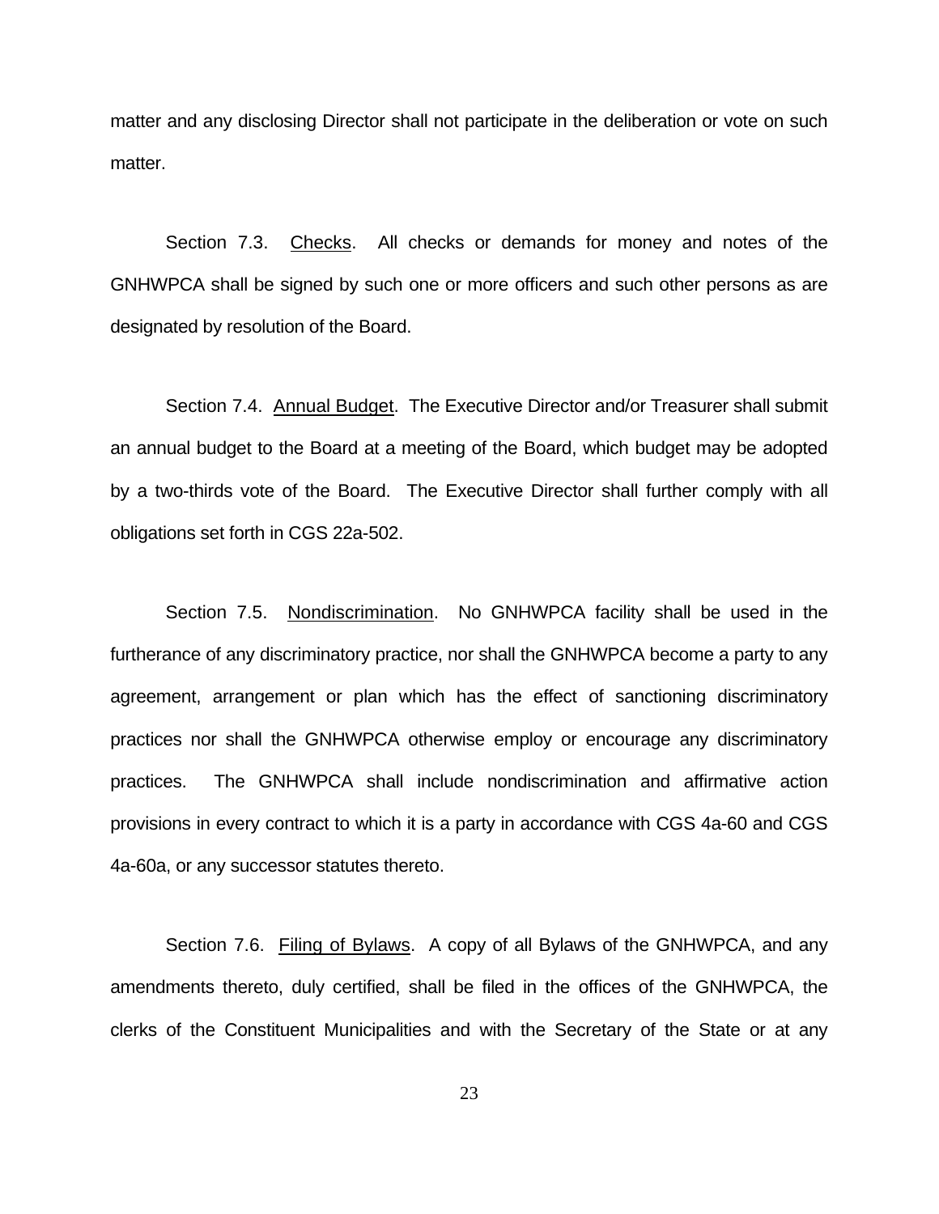matter and any disclosing Director shall not participate in the deliberation or vote on such matter.

Section 7.3. Checks. All checks or demands for money and notes of the GNHWPCA shall be signed by such one or more officers and such other persons as are designated by resolution of the Board.

Section 7.4. Annual Budget. The Executive Director and/or Treasurer shall submit an annual budget to the Board at a meeting of the Board, which budget may be adopted by a two-thirds vote of the Board. The Executive Director shall further comply with all obligations set forth in CGS 22a-502.

Section 7.5. Nondiscrimination. No GNHWPCA facility shall be used in the furtherance of any discriminatory practice, nor shall the GNHWPCA become a party to any agreement, arrangement or plan which has the effect of sanctioning discriminatory practices nor shall the GNHWPCA otherwise employ or encourage any discriminatory practices. The GNHWPCA shall include nondiscrimination and affirmative action provisions in every contract to which it is a party in accordance with CGS 4a-60 and CGS 4a-60a, or any successor statutes thereto.

Section 7.6. Filing of Bylaws. A copy of all Bylaws of the GNHWPCA, and any amendments thereto, duly certified, shall be filed in the offices of the GNHWPCA, the clerks of the Constituent Municipalities and with the Secretary of the State or at any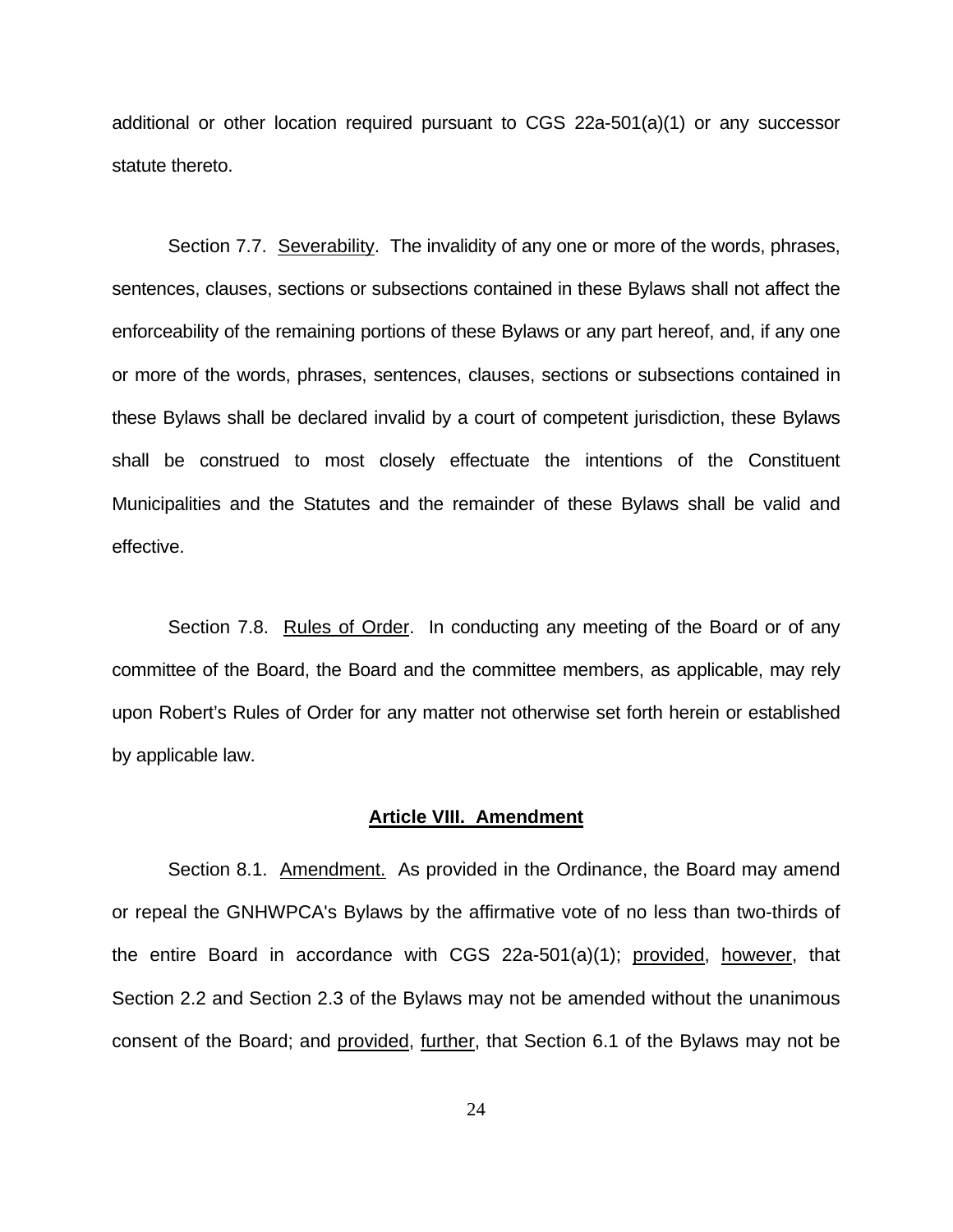additional or other location required pursuant to CGS 22a-501(a)(1) or any successor statute thereto.

Section 7.7. Severability. The invalidity of any one or more of the words, phrases, sentences, clauses, sections or subsections contained in these Bylaws shall not affect the enforceability of the remaining portions of these Bylaws or any part hereof, and, if any one or more of the words, phrases, sentences, clauses, sections or subsections contained in these Bylaws shall be declared invalid by a court of competent jurisdiction, these Bylaws shall be construed to most closely effectuate the intentions of the Constituent Municipalities and the Statutes and the remainder of these Bylaws shall be valid and effective.

Section 7.8. Rules of Order. In conducting any meeting of the Board or of any committee of the Board, the Board and the committee members, as applicable, may rely upon Robert's Rules of Order for any matter not otherwise set forth herein or established by applicable law.

## Article VIII. Amendment

Section 8.1. Amendment. As provided in the Ordinance, the Board may amend or repeal the GNHWPCA's Bylaws by the affirmative vote of no less than two-thirds of the entire Board in accordance with CGS 22a-501(a)(1); provided, however, that Section 2.2 and Section 2.3 of the Bylaws may not be amended without the unanimous consent of the Board; and provided, further, that Section 6.1 of the Bylaws may not be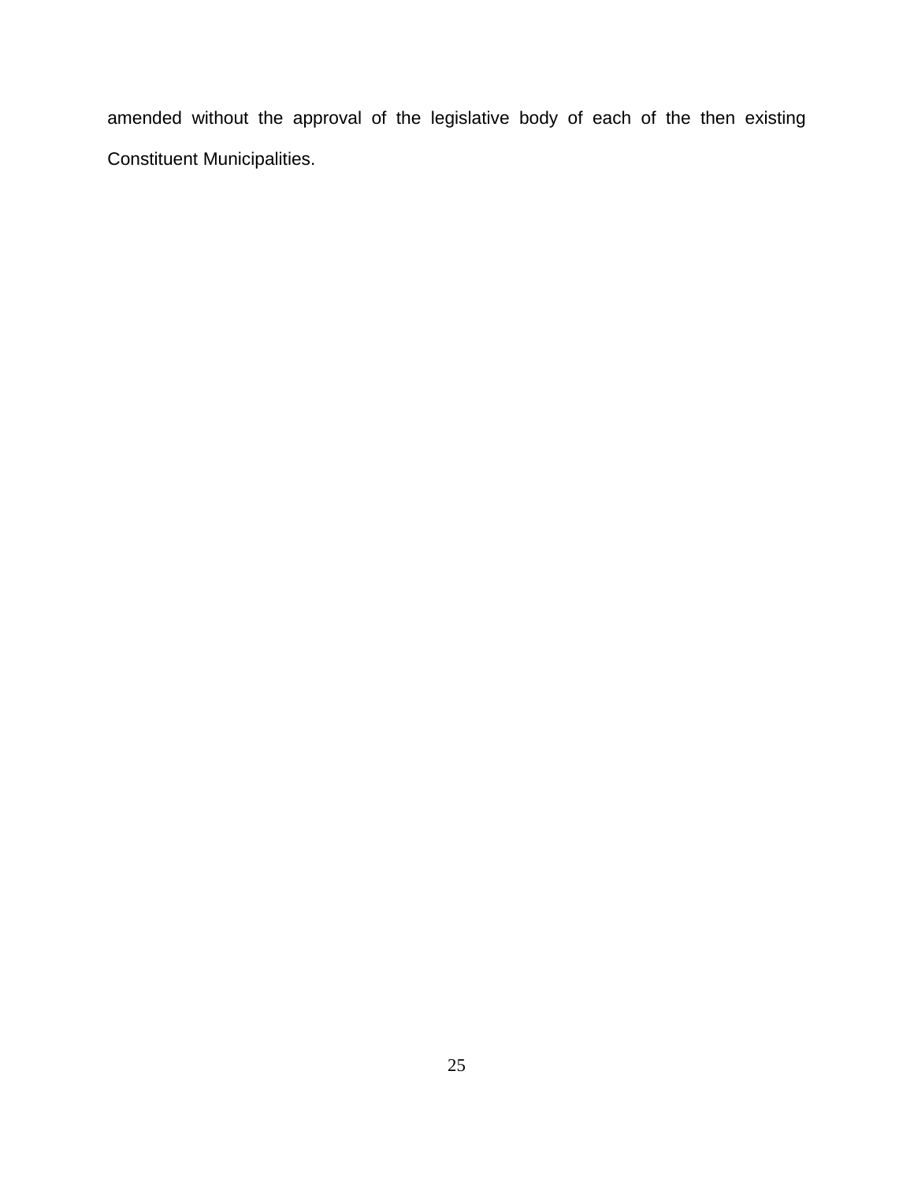amended without the approval of the legislative body of each of the then existing Constituent Municipalities.